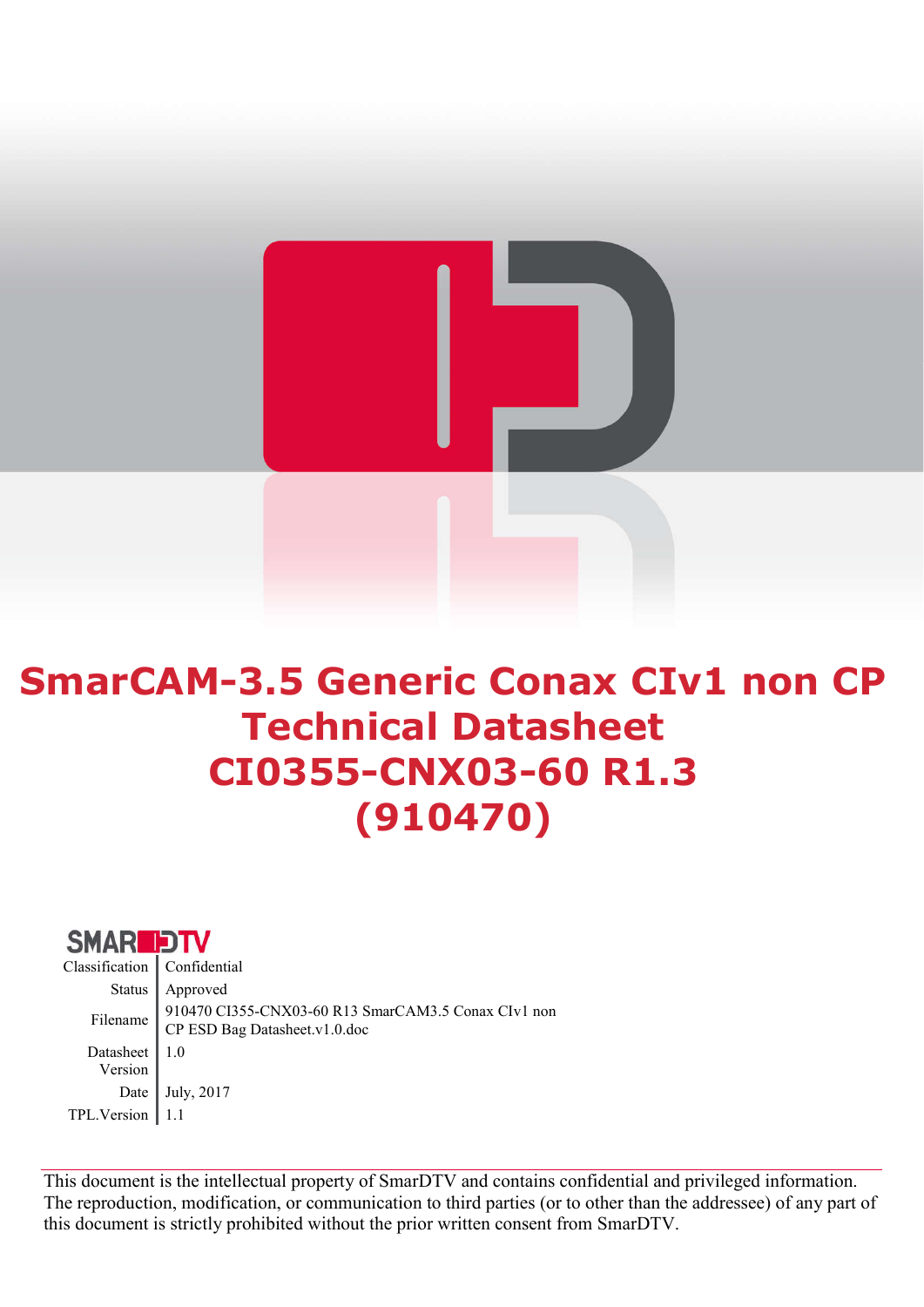# SmarCAM-3.5 Generic Conax CIv1 non CP Technical Datasheet CI0355-CNX03-60 R1.3 (910470)

SMARDTV

| | |
|---|---|
| Classification | Confidential |
| Status | Approved |
| Filename | 910470 CI355-CNX03-60 R13 SmarCAM3.5 Conax CIv1 non CP ESD Bag Datasheet.v1.0.doc |
| Datasheet Version | 1.0 |
| Date | July, 2017 |
| TPL.Version | 1.1 |

This document is the intellectual property of SmarDTV and contains confidential and privileged information. The reproduction, modification, or communication to third parties (or to other than the addressee) of any part of this document is strictly prohibited without the prior written consent from SmarDTV.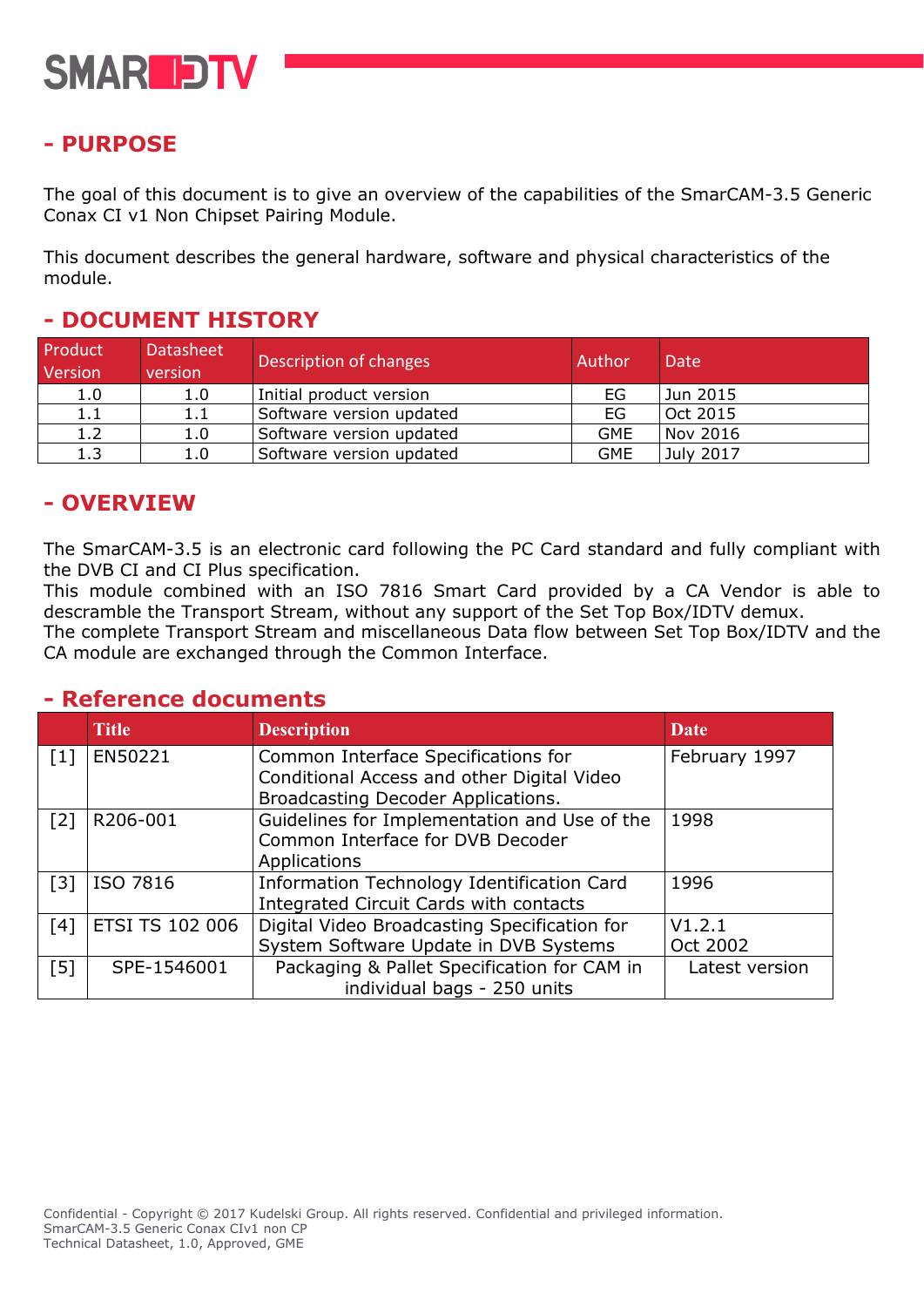## - PURPOSE

The goal of this document is to give an overview of the capabilities of the SmarCAM-3.5 Generic Conax CI v1 Non Chipset Pairing Module.

This document describes the general hardware, software and physical characteristics of the module.

## - DOCUMENT HISTORY

| Product Version | Datasheet version | Description of changes | Author | Date |
|---|---|---|---|---|
| 1.0 | 1.0 | Initial product version | EG | Jun 2015 |
| 1.1 | 1.1 | Software version updated | EG | Oct 2015 |
| 1.2 | 1.0 | Software version updated | GME | Nov 2016 |
| 1.3 | 1.0 | Software version updated | GME | July 2017 |

## - OVERVIEW

The SmarCAM-3.5 is an electronic card following the PC Card standard and fully compliant with the DVB CI and CI Plus specification.
This module combined with an ISO 7816 Smart Card provided by a CA Vendor is able to descramble the Transport Stream, without any support of the Set Top Box/IDTV demux.
The complete Transport Stream and miscellaneous Data flow between Set Top Box/IDTV and the CA module are exchanged through the Common Interface.

## - Reference documents

| | Title | Description | Date |
|---|---|---|---|
| [1] | EN50221 | Common Interface Specifications for Conditional Access and other Digital Video Broadcasting Decoder Applications. | February 1997 |
| [2] | R206-001 | Guidelines for Implementation and Use of the Common Interface for DVB Decoder Applications | 1998 |
| [3] | ISO 7816 | Information Technology Identification Card Integrated Circuit Cards with contacts | 1996 |
| [4] | ETSI TS 102 006 | Digital Video Broadcasting Specification for System Software Update in DVB Systems | V1.2.1 Oct 2002 |
| [5] | SPE-1546001 | Packaging & Pallet Specification for CAM in individual bags - 250 units | Latest version |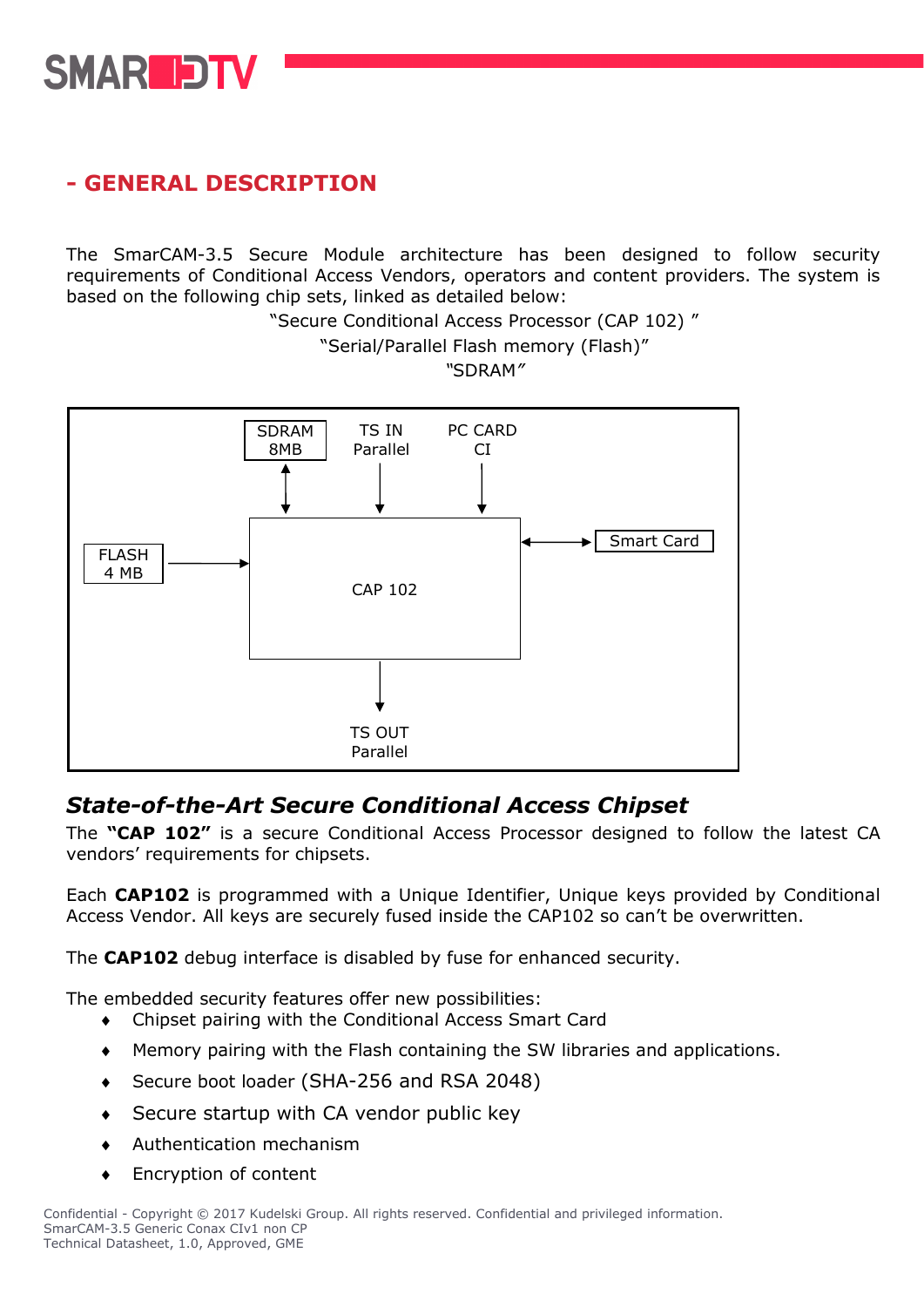## - GENERAL DESCRIPTION

The SmarCAM-3.5 Secure Module architecture has been designed to follow security requirements of Conditional Access Vendors, operators and content providers. The system is based on the following chip sets, linked as detailed below:

"Secure Conditional Access Processor (CAP 102) "

"Serial/Parallel Flash memory (Flash)"

"SDRAM"

SDRAM 8MB

TS IN Parallel

PC CARD CI

FLASH 4 MB

CAP 102

Smart Card

TS OUT Parallel

### *State-of-the-Art Secure Conditional Access Chipset*

The **"CAP 102"** is a secure Conditional Access Processor designed to follow the latest CA vendors' requirements for chipsets.

Each **CAP102** is programmed with a Unique Identifier, Unique keys provided by Conditional Access Vendor. All keys are securely fused inside the CAP102 so can't be overwritten.

The **CAP102** debug interface is disabled by fuse for enhanced security.

The embedded security features offer new possibilities:

- Chipset pairing with the Conditional Access Smart Card
- Memory pairing with the Flash containing the SW libraries and applications.
- Secure boot loader (SHA-256 and RSA 2048)
- Secure startup with CA vendor public key
- Authentication mechanism
- Encryption of content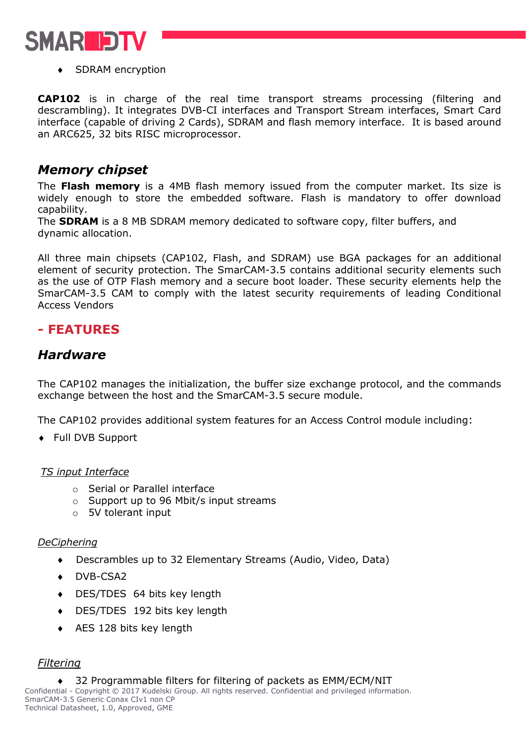- SDRAM encryption

**CAP102** is in charge of the real time transport streams processing (filtering and descrambling). It integrates DVB-CI interfaces and Transport Stream interfaces, Smart Card interface (capable of driving 2 Cards), SDRAM and flash memory interface. It is based around an ARC625, 32 bits RISC microprocessor.

### *Memory chipset*

The **Flash memory** is a 4MB flash memory issued from the computer market. Its size is widely enough to store the embedded software. Flash is mandatory to offer download capability.
The **SDRAM** is a 8 MB SDRAM memory dedicated to software copy, filter buffers, and dynamic allocation.

All three main chipsets (CAP102, Flash, and SDRAM) use BGA packages for an additional element of security protection. The SmarCAM-3.5 contains additional security elements such as the use of OTP Flash memory and a secure boot loader. These security elements help the SmarCAM-3.5 CAM to comply with the latest security requirements of leading Conditional Access Vendors

## - FEATURES

### *Hardware*

The CAP102 manages the initialization, the buffer size exchange protocol, and the commands exchange between the host and the SmarCAM-3.5 secure module.

The CAP102 provides additional system features for an Access Control module including:

- Full DVB Support

*TS input Interface*

- Serial or Parallel interface
- Support up to 96 Mbit/s input streams
- 5V tolerant input

*DeCiphering*

- Descrambles up to 32 Elementary Streams (Audio, Video, Data)
- DVB-CSA2
- DES/TDES 64 bits key length
- DES/TDES 192 bits key length
- AES 128 bits key length

*Filtering*

- 32 Programmable filters for filtering of packets as EMM/ECM/NIT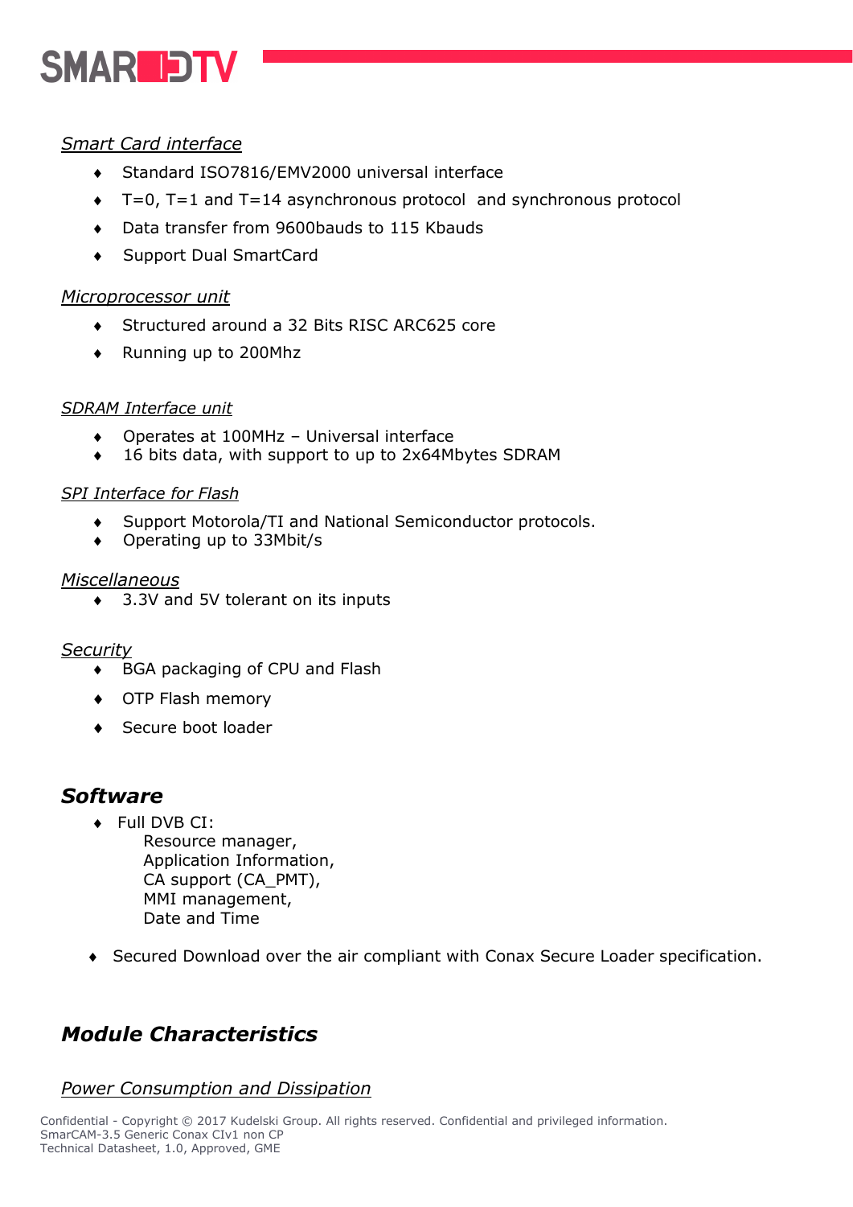*Smart Card interface*

- Standard ISO7816/EMV2000 universal interface
- T=0, T=1 and T=14 asynchronous protocol and synchronous protocol
- Data transfer from 9600bauds to 115 Kbauds
- Support Dual SmartCard

*Microprocessor unit*

- Structured around a 32 Bits RISC ARC625 core
- Running up to 200Mhz

*SDRAM Interface unit*

- Operates at 100MHz – Universal interface
- 16 bits data, with support to up to 2x64Mbytes SDRAM

*SPI Interface for Flash*

- Support Motorola/TI and National Semiconductor protocols.
- Operating up to 33Mbit/s

*Miscellaneous*

- 3.3V and 5V tolerant on its inputs

*Security*

- BGA packaging of CPU and Flash
- OTP Flash memory
- Secure boot loader

## *Software*

- Full DVB CI:
  Resource manager,
  Application Information,
  CA support (CA_PMT),
  MMI management,
  Date and Time

- Secured Download over the air compliant with Conax Secure Loader specification.

## *Module Characteristics*

*Power Consumption and Dissipation*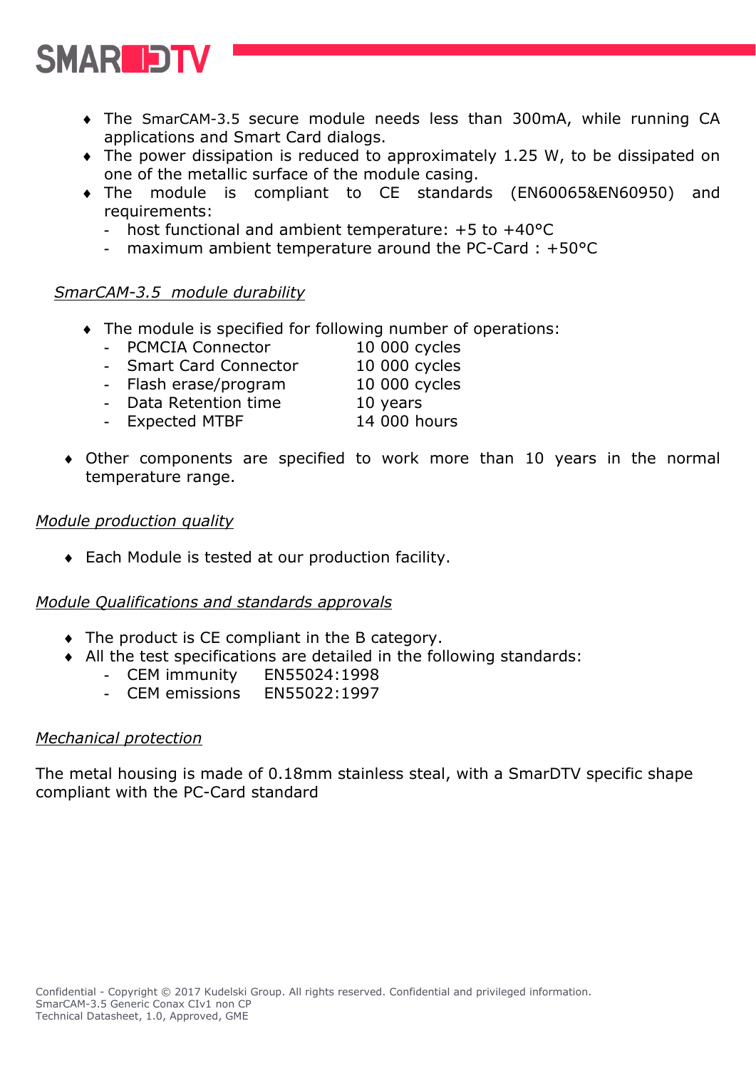- The SmarCAM-3.5 secure module needs less than 300mA, while running CA applications and Smart Card dialogs.
- The power dissipation is reduced to approximately 1.25 W, to be dissipated on one of the metallic surface of the module casing.
- The module is compliant to CE standards (EN60065&EN60950) and requirements:
  - host functional and ambient temperature: +5 to +40°C
  - maximum ambient temperature around the PC-Card : +50°C

*SmarCAM-3.5 module durability*

- The module is specified for following number of operations:
  - PCMCIA Connector 10 000 cycles
  - Smart Card Connector 10 000 cycles
  - Flash erase/program 10 000 cycles
  - Data Retention time 10 years
  - Expected MTBF 14 000 hours

- Other components are specified to work more than 10 years in the normal temperature range.

*Module production quality*

- Each Module is tested at our production facility.

*Module Qualifications and standards approvals*

- The product is CE compliant in the B category.
- All the test specifications are detailed in the following standards:
  - CEM immunity EN55024:1998
  - CEM emissions EN55022:1997

*Mechanical protection*

The metal housing is made of 0.18mm stainless steal, with a SmarDTV specific shape compliant with the PC-Card standard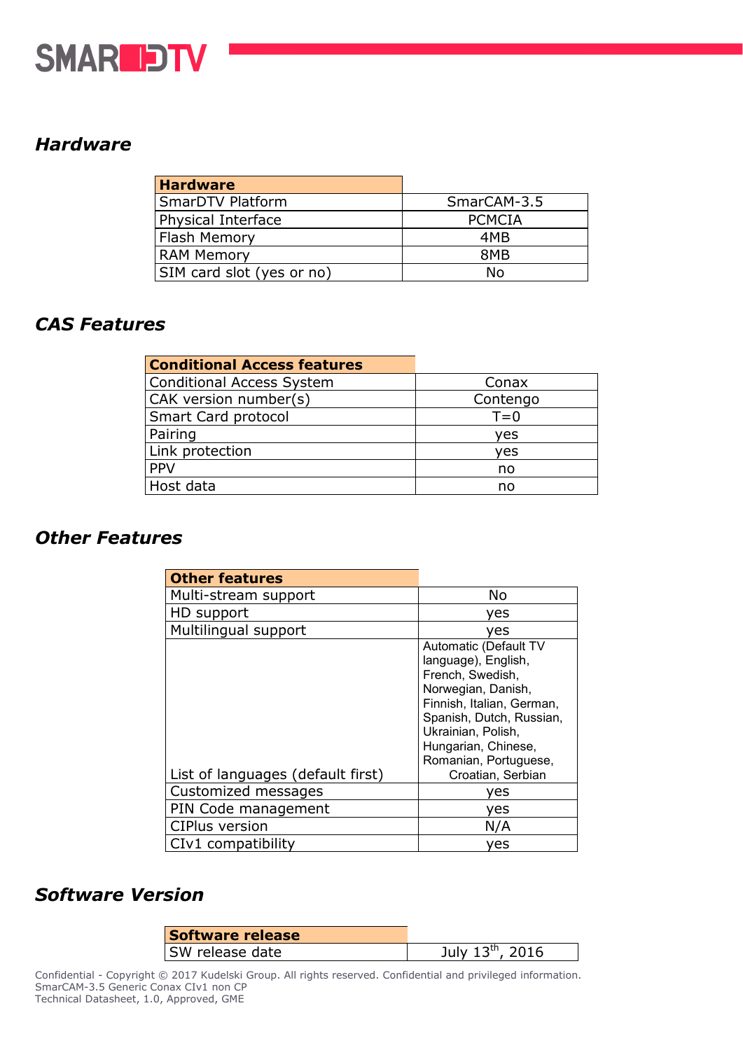## Hardware

| Hardware | |
|---|---|
| SmarDTV Platform | SmarCAM-3.5 |
| Physical Interface | PCMCIA |
| Flash Memory | 4MB |
| RAM Memory | 8MB |
| SIM card slot (yes or no) | No |

## CAS Features

| Conditional Access features | |
|---|---|
| Conditional Access System | Conax |
| CAK version number(s) | Contengo |
| Smart Card protocol | T=0 |
| Pairing | yes |
| Link protection | yes |
| PPV | no |
| Host data | no |

## Other Features

| Other features | |
|---|---|
| Multi-stream support | No |
| HD support | yes |
| Multilingual support | yes |
| List of languages (default first) | Automatic (Default TV language), English, French, Swedish, Norwegian, Danish, Finnish, Italian, German, Spanish, Dutch, Russian, Ukrainian, Polish, Hungarian, Chinese, Romanian, Portuguese, Croatian, Serbian |
| Customized messages | yes |
| PIN Code management | yes |
| CIPlus version | N/A |
| CIv1 compatibility | yes |

## Software Version

| Software release | |
|---|---|
| SW release date | July 13th, 2016 |

Confidential - Copyright © 2017 Kudelski Group. All rights reserved. Confidential and privileged information.
SmarCAM-3.5 Generic Conax CIv1 non CP
Technical Datasheet, 1.0, Approved, GME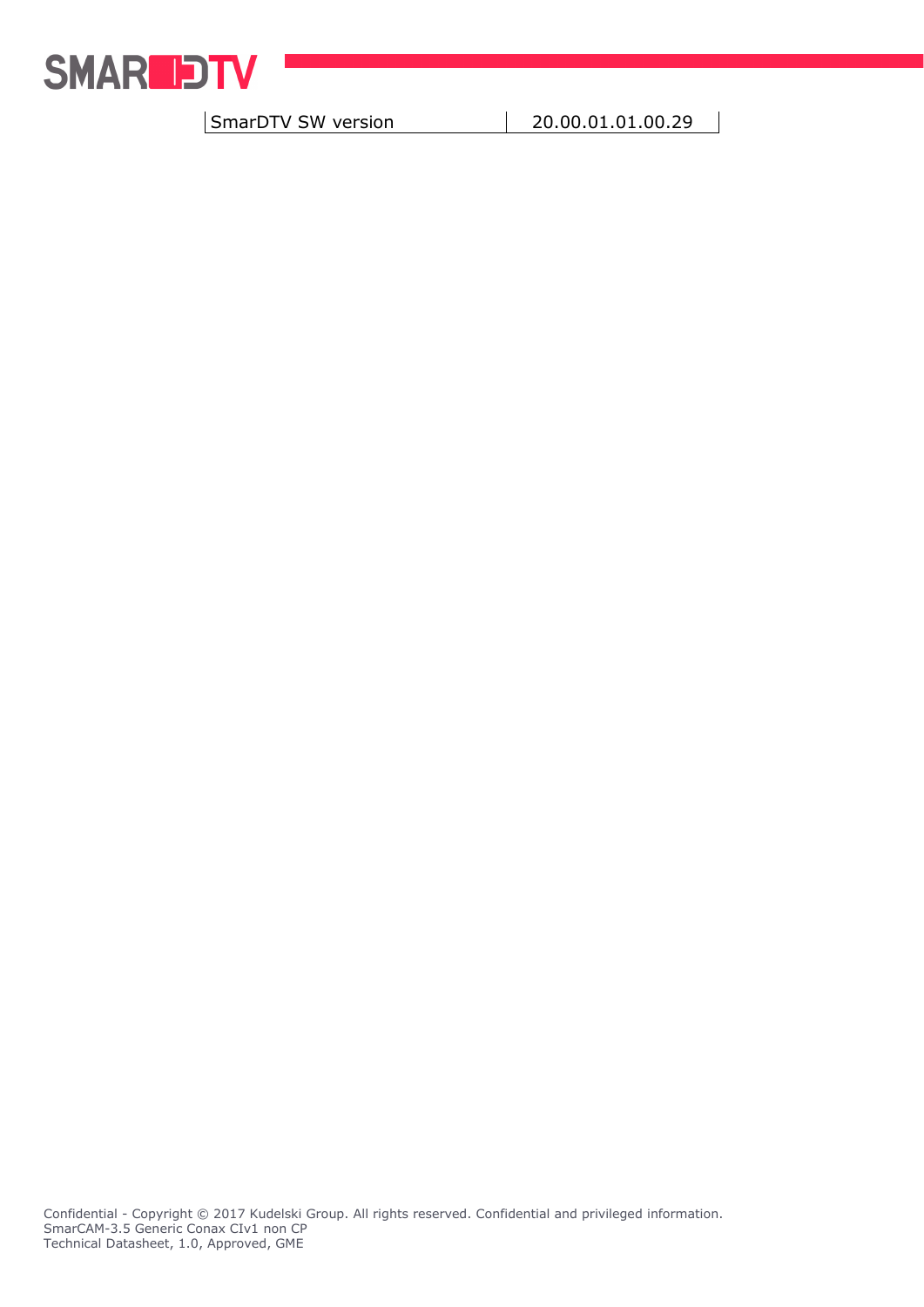| SmarDTV SW version | 20.00.01.01.00.29 |
|---|---|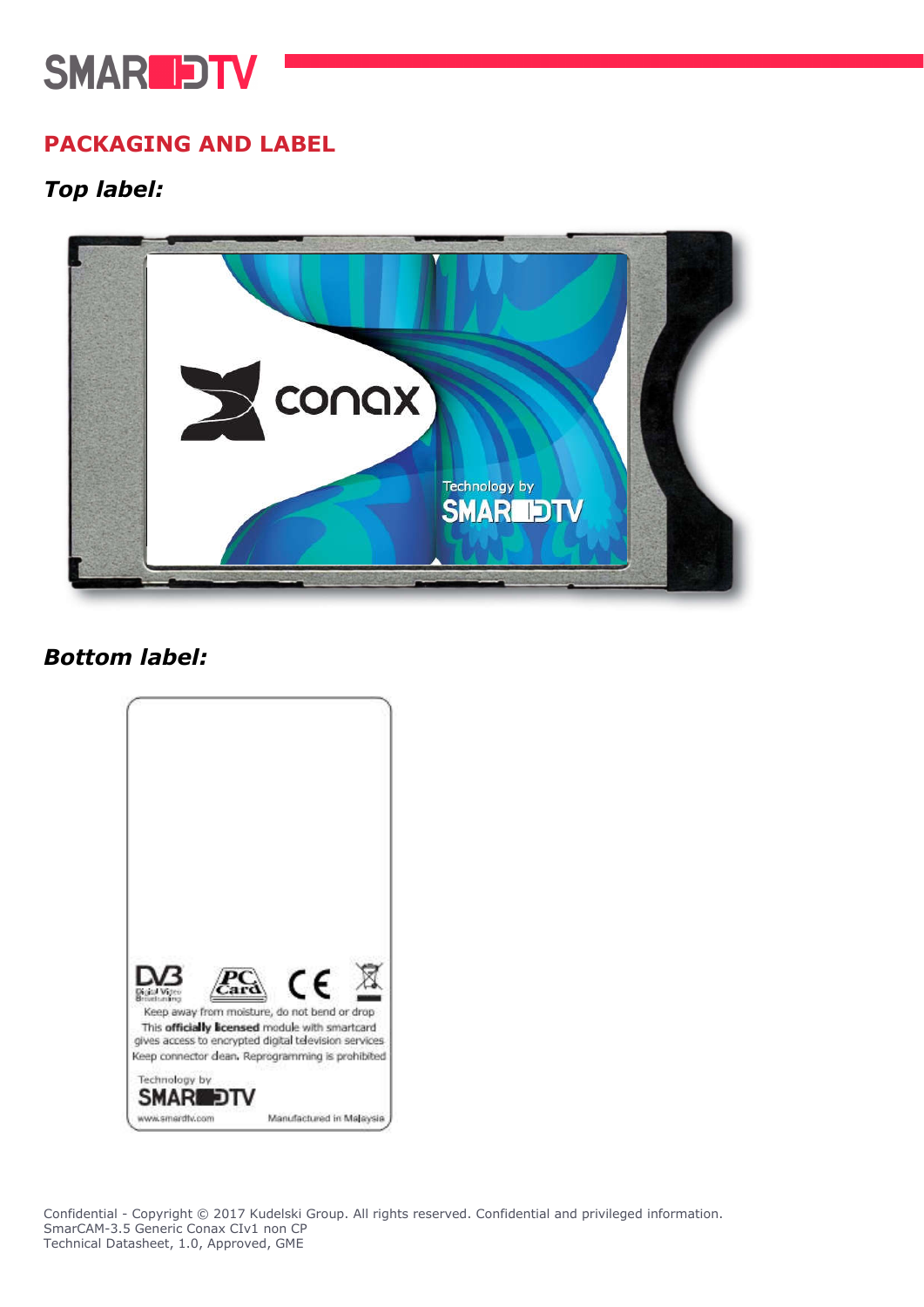## PACKAGING AND LABEL

### *Top label:*

### *Bottom label:*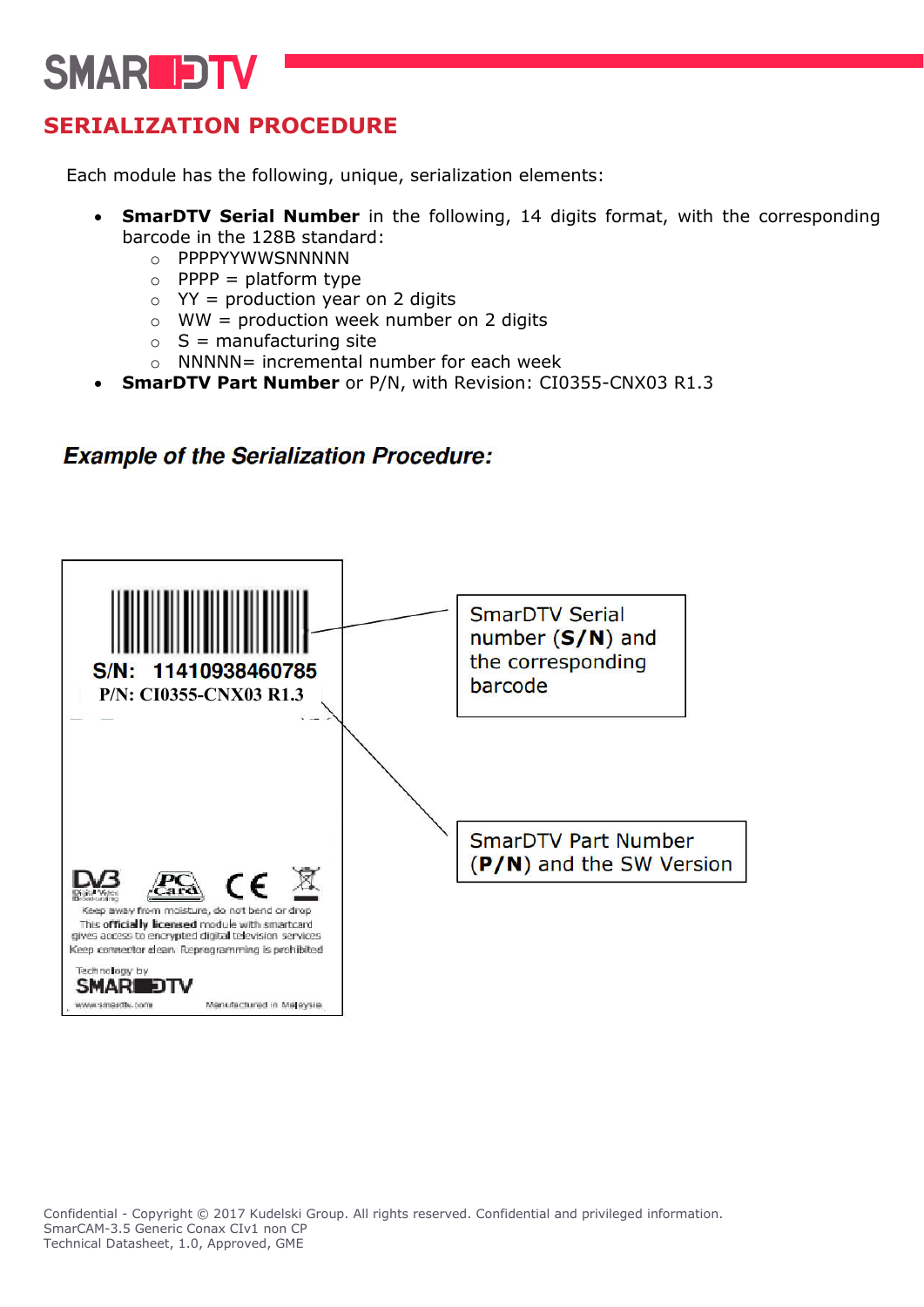## SERIALIZATION PROCEDURE

Each module has the following, unique, serialization elements:

- **SmarDTV Serial Number** in the following, 14 digits format, with the corresponding barcode in the 128B standard:
  - PPPPYYWWSNNNNN
  - PPPP = platform type
  - YY = production year on 2 digits
  - WW = production week number on 2 digits
  - S = manufacturing site
  - NNNNN= incremental number for each week
- **SmarDTV Part Number** or P/N, with Revision: CI0355-CNX03 R1.3

### *Example of the Serialization Procedure:*

S/N: 11410938460785

P/N: CI0355-CNX03 R1.3

Keep away from moisture, do not bend or drop

This officially licensed module with smartcard gives access to encrypted digital television services

Keep connector clean. Reprogramming is prohibited

Technology by SMARDTV

www.smardtv.com Manufactured in Malaysia

SmarDTV Serial number (**S/N**) and the corresponding barcode

SmarDTV Part Number (**P/N**) and the SW Version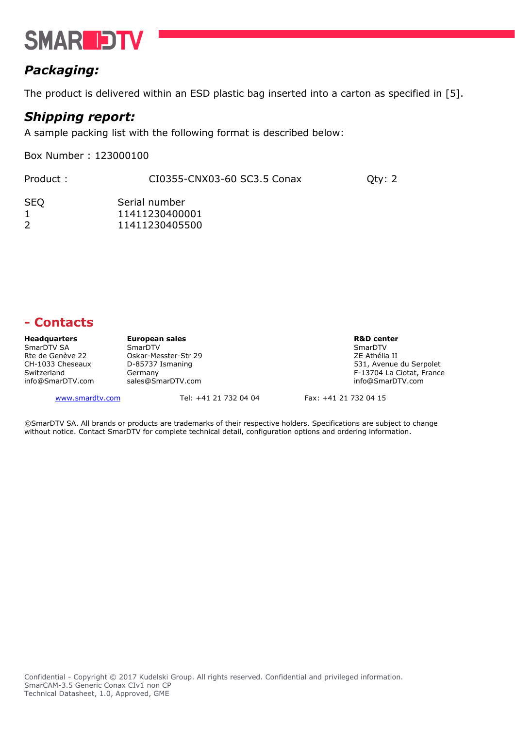## *Packaging:*

The product is delivered within an ESD plastic bag inserted into a carton as specified in [5].

## *Shipping report:*

A sample packing list with the following format is described below:

Box Number : 123000100

Product : CI0355-CNX03-60 SC3.5 Conax Qty: 2

| SEQ | Serial number |
|---|---|
| 1 | 11411230400001 |
| 2 | 11411230405500 |

## - Contacts

**Headquarters**
SmarDTV SA
Rte de Genève 22
CH-1033 Cheseaux
Switzerland
info@SmarDTV.com

**European sales**
SmarDTV
Oskar-Messter-Str 29
D-85737 Ismaning
Germany
sales@SmarDTV.com

**R&D center**
SmarDTV
ZE Athélia II
531, Avenue du Serpolet
F-13704 La Ciotat, France
info@SmarDTV.com

www.smardtv.com Tel: +41 21 732 04 04 Fax: +41 21 732 04 15

©SmarDTV SA. All brands or products are trademarks of their respective holders. Specifications are subject to change without notice. Contact SmarDTV for complete technical detail, configuration options and ordering information.